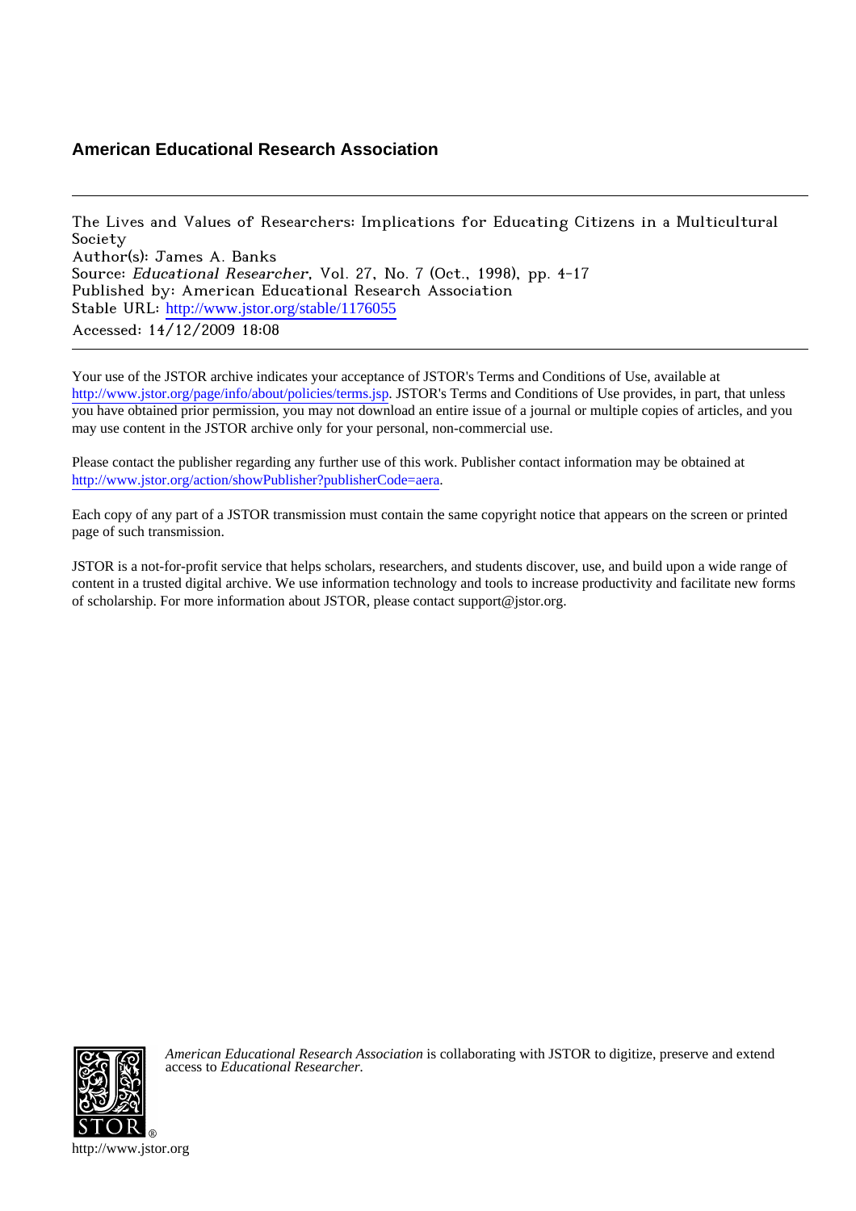**American Educational Research Association**

---

The Lives and Values of Researchers: Implications for Educating Citizens in a Multicultural Society
Author(s): James A. Banks
Source: *Educational Researcher*, Vol. 27, No. 7 (Oct., 1998), pp. 4-17
Published by: American Educational Research Association
Stable URL: http://www.jstor.org/stable/1176055
Accessed: 14/12/2009 18:08

---

Your use of the JSTOR archive indicates your acceptance of JSTOR's Terms and Conditions of Use, available at http://www.jstor.org/page/info/about/policies/terms.jsp. JSTOR's Terms and Conditions of Use provides, in part, that unless you have obtained prior permission, you may not download an entire issue of a journal or multiple copies of articles, and you may use content in the JSTOR archive only for your personal, non-commercial use.

Please contact the publisher regarding any further use of this work. Publisher contact information may be obtained at http://www.jstor.org/action/showPublisher?publisherCode=aera.

Each copy of any part of a JSTOR transmission must contain the same copyright notice that appears on the screen or printed page of such transmission.

JSTOR is a not-for-profit service that helps scholars, researchers, and students discover, use, and build upon a wide range of content in a trusted digital archive. We use information technology and tools to increase productivity and facilitate new forms of scholarship. For more information about JSTOR, please contact support@jstor.org.

*American Educational Research Association* is collaborating with JSTOR to digitize, preserve and extend access to *Educational Researcher*.

http://www.jstor.org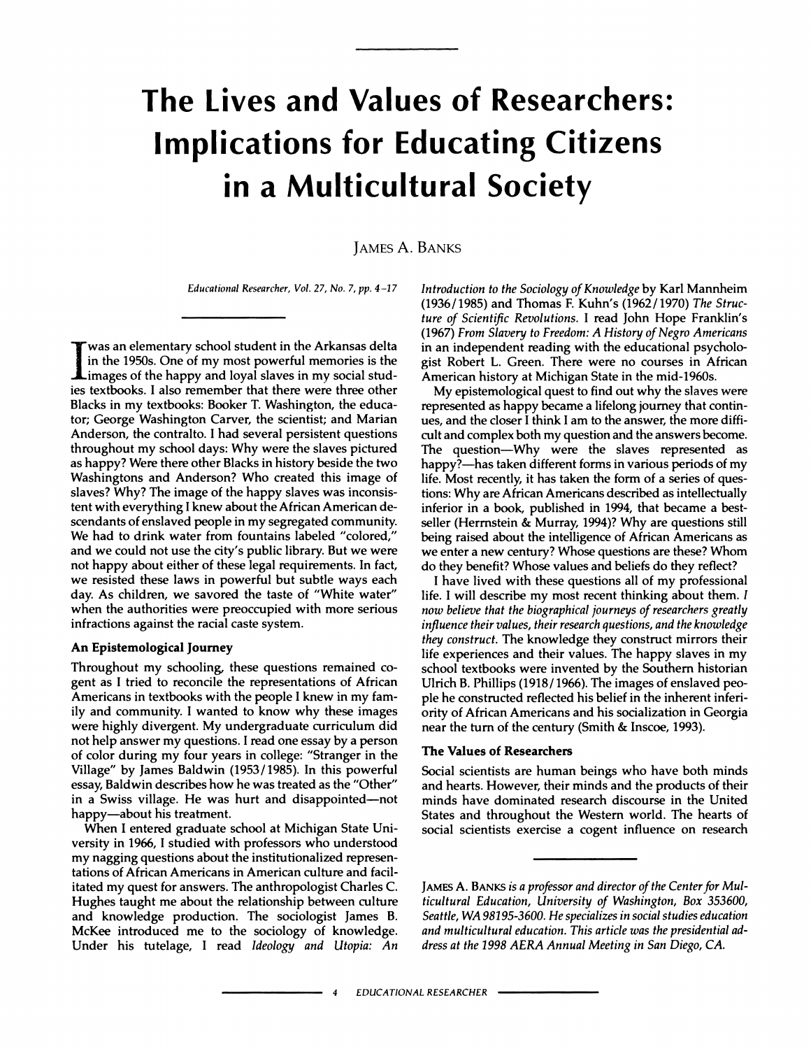# The Lives and Values of Researchers: Implications for Educating Citizens in a Multicultural Society

JAMES A. BANKS

*Educational Researcher, Vol. 27, No. 7, pp. 4–17*

I was an elementary school student in the Arkansas delta in the 1950s. One of my most powerful memories is the images of the happy and loyal slaves in my social studies textbooks. I also remember that there were three other Blacks in my textbooks: Booker T. Washington, the educator; George Washington Carver, the scientist; and Marian Anderson, the contralto. I had several persistent questions throughout my school days: Why were the slaves pictured as happy? Were there other Blacks in history beside the two Washingtons and Anderson? Who created this image of slaves? Why? The image of the happy slaves was inconsistent with everything I knew about the African American descendants of enslaved people in my segregated community. We had to drink water from fountains labeled "colored," and we could not use the city's public library. But we were not happy about either of these legal requirements. In fact, we resisted these laws in powerful but subtle ways each day. As children, we savored the taste of "White water" when the authorities were preoccupied with more serious infractions against the racial caste system.

### An Epistemological Journey

Throughout my schooling, these questions remained cogent as I tried to reconcile the representations of African Americans in textbooks with the people I knew in my family and community. I wanted to know why these images were highly divergent. My undergraduate curriculum did not help answer my questions. I read one essay by a person of color during my four years in college: "Stranger in the Village" by James Baldwin (1953/1985). In this powerful essay, Baldwin describes how he was treated as the "Other" in a Swiss village. He was hurt and disappointed—not happy—about his treatment.

When I entered graduate school at Michigan State University in 1966, I studied with professors who understood my nagging questions about the institutionalized representations of African Americans in American culture and facilitated my quest for answers. The anthropologist Charles C. Hughes taught me about the relationship between culture and knowledge production. The sociologist James B. McKee introduced me to the sociology of knowledge. Under his tutelage, I read *Ideology and Utopia: An Introduction to the Sociology of Knowledge* by Karl Mannheim (1936/1985) and Thomas F. Kuhn's (1962/1970) *The Structure of Scientific Revolutions.* I read John Hope Franklin's (1967) *From Slavery to Freedom: A History of Negro Americans* in an independent reading with the educational psychologist Robert L. Green. There were no courses in African American history at Michigan State in the mid-1960s.

My epistemological quest to find out why the slaves were represented as happy became a lifelong journey that continues, and the closer I think I am to the answer, the more difficult and complex both my question and the answers become. The question—Why were the slaves represented as happy?—has taken different forms in various periods of my life. Most recently, it has taken the form of a series of questions: Why are African Americans described as intellectually inferior in a book, published in 1994, that became a best-seller (Herrnstein & Murray, 1994)? Why are questions still being raised about the intelligence of African Americans as we enter a new century? Whose questions are these? Whom do they benefit? Whose values and beliefs do they reflect?

I have lived with these questions all of my professional life. I will describe my most recent thinking about them. *I now believe that the biographical journeys of researchers greatly influence their values, their research questions, and the knowledge they construct.* The knowledge they construct mirrors their life experiences and their values. The happy slaves in my school textbooks were invented by the Southern historian Ulrich B. Phillips (1918/1966). The images of enslaved people he constructed reflected his belief in the inherent inferiority of African Americans and his socialization in Georgia near the turn of the century (Smith & Inscoe, 1993).

### The Values of Researchers

Social scientists are human beings who have both minds and hearts. However, their minds and the products of their minds have dominated research discourse in the United States and throughout the Western world. The hearts of social scientists exercise a cogent influence on research

JAMES A. BANKS *is a professor and director of the Center for Multicultural Education, University of Washington, Box 353600, Seattle, WA 98195-3600. He specializes in social studies education and multicultural education. This article was the presidential address at the 1998 AERA Annual Meeting in San Diego, CA.*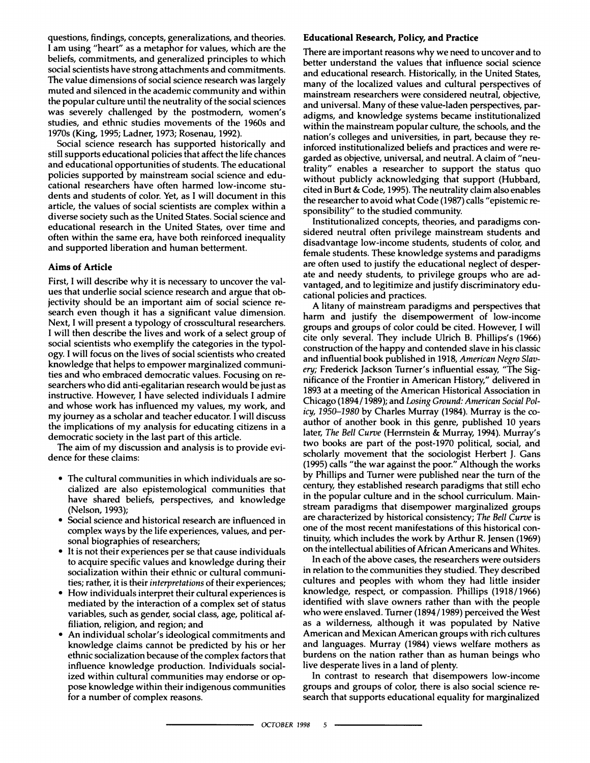questions, findings, concepts, generalizations, and theories. I am using "heart" as a metaphor for values, which are the beliefs, commitments, and generalized principles to which social scientists have strong attachments and commitments. The value dimensions of social science research was largely muted and silenced in the academic community and within the popular culture until the neutrality of the social sciences was severely challenged by the postmodern, women's studies, and ethnic studies movements of the 1960s and 1970s (King, 1995; Ladner, 1973; Rosenau, 1992).

Social science research has supported historically and still supports educational policies that affect the life chances and educational opportunities of students. The educational policies supported by mainstream social science and educational researchers have often harmed low-income students and students of color. Yet, as I will document in this article, the values of social scientists are complex within a diverse society such as the United States. Social science and educational research in the United States, over time and often within the same era, have both reinforced inequality and supported liberation and human betterment.

### Aims of Article

First, I will describe why it is necessary to uncover the values that underlie social science research and argue that objectivity should be an important aim of social science research even though it has a significant value dimension. Next, I will present a typology of crosscultural researchers. I will then describe the lives and work of a select group of social scientists who exemplify the categories in the typology. I will focus on the lives of social scientists who created knowledge that helps to empower marginalized communities and who embraced democratic values. Focusing on researchers who did anti-egalitarian research would be just as instructive. However, I have selected individuals I admire and whose work has influenced my values, my work, and my journey as a scholar and teacher educator. I will discuss the implications of my analysis for educating citizens in a democratic society in the last part of this article.

The aim of my discussion and analysis is to provide evidence for these claims:

- The cultural communities in which individuals are socialized are also epistemological communities that have shared beliefs, perspectives, and knowledge (Nelson, 1993);
- Social science and historical research are influenced in complex ways by the life experiences, values, and personal biographies of researchers;
- It is not their experiences per se that cause individuals to acquire specific values and knowledge during their socialization within their ethnic or cultural communities; rather, it is their *interpretations* of their experiences;
- How individuals interpret their cultural experiences is mediated by the interaction of a complex set of status variables, such as gender, social class, age, political affiliation, religion, and region; and
- An individual scholar's ideological commitments and knowledge claims cannot be predicted by his or her ethnic socialization because of the complex factors that influence knowledge production. Individuals socialized within cultural communities may endorse or oppose knowledge within their indigenous communities for a number of complex reasons.

### Educational Research, Policy, and Practice

There are important reasons why we need to uncover and to better understand the values that influence social science and educational research. Historically, in the United States, many of the localized values and cultural perspectives of mainstream researchers were considered neutral, objective, and universal. Many of these value-laden perspectives, paradigms, and knowledge systems became institutionalized within the mainstream popular culture, the schools, and the nation's colleges and universities, in part, because they reinforced institutionalized beliefs and practices and were regarded as objective, universal, and neutral. A claim of "neutrality" enables a researcher to support the status quo without publicly acknowledging that support (Hubbard, cited in Burt & Code, 1995). The neutrality claim also enables the researcher to avoid what Code (1987) calls "epistemic responsibility" to the studied community.

Institutionalized concepts, theories, and paradigms considered neutral often privilege mainstream students and disadvantage low-income students, students of color, and female students. These knowledge systems and paradigms are often used to justify the educational neglect of desperate and needy students, to privilege groups who are advantaged, and to legitimize and justify discriminatory educational policies and practices.

A litany of mainstream paradigms and perspectives that harm and justify the disempowerment of low-income groups and groups of color could be cited. However, I will cite only several. They include Ulrich B. Phillips's (1966) construction of the happy and contended slave in his classic and influential book published in 1918, *American Negro Slavery;* Frederick Jackson Turner's influential essay, "The Significance of the Frontier in American History," delivered in 1893 at a meeting of the American Historical Association in Chicago (1894/1989); and *Losing Ground: American Social Policy, 1950–1980* by Charles Murray (1984). Murray is the coauthor of another book in this genre, published 10 years later, *The Bell Curve* (Herrnstein & Murray, 1994). Murray's two books are part of the post-1970 political, social, and scholarly movement that the sociologist Herbert J. Gans (1995) calls "the war against the poor." Although the works by Phillips and Turner were published near the turn of the century, they established research paradigms that still echo in the popular culture and in the school curriculum. Mainstream paradigms that disempower marginalized groups are characterized by historical consistency; *The Bell Curve* is one of the most recent manifestations of this historical continuity, which includes the work by Arthur R. Jensen (1969) on the intellectual abilities of African Americans and Whites.

In each of the above cases, the researchers were outsiders in relation to the communities they studied. They described cultures and peoples with whom they had little insider knowledge, respect, or compassion. Phillips (1918/1966) identified with slave owners rather than with the people who were enslaved. Turner (1894/1989) perceived the West as a wilderness, although it was populated by Native American and Mexican American groups with rich cultures and languages. Murray (1984) views welfare mothers as burdens on the nation rather than as human beings who live desperate lives in a land of plenty.

In contrast to research that disempowers low-income groups and groups of color, there is also social science research that supports educational equality for marginalized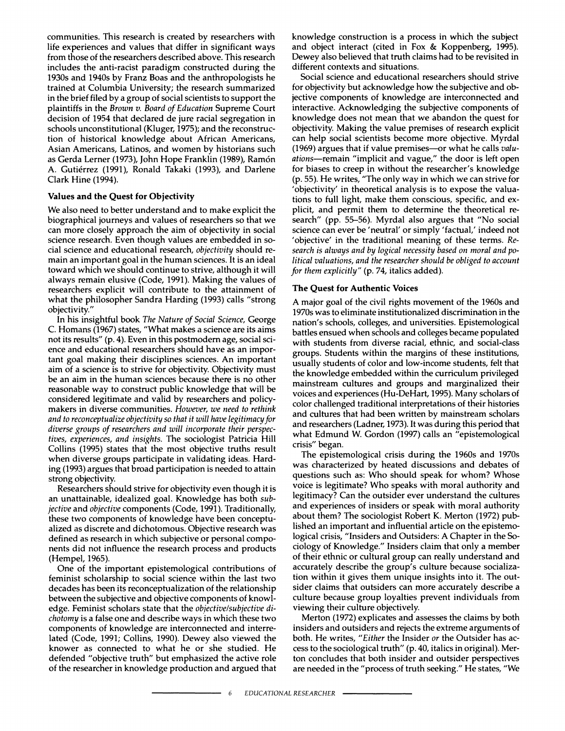communities. This research is created by researchers with life experiences and values that differ in significant ways from those of the researchers described above. This research includes the anti-racist paradigm constructed during the 1930s and 1940s by Franz Boas and the anthropologists he trained at Columbia University; the research summarized in the brief filed by a group of social scientists to support the plaintiffs in the *Brown v. Board of Education* Supreme Court decision of 1954 that declared de jure racial segregation in schools unconstitutional (Kluger, 1975); and the reconstruction of historical knowledge about African Americans, Asian Americans, Latinos, and women by historians such as Gerda Lerner (1973), John Hope Franklin (1989), Ramón A. Gutiérrez (1991), Ronald Takaki (1993), and Darlene Clark Hine (1994).

### Values and the Quest for Objectivity

We also need to better understand and to make explicit the biographical journeys and values of researchers so that we can more closely approach the aim of objectivity in social science research. Even though values are embedded in social science and educational research, *objectivity* should remain an important goal in the human sciences. It is an ideal toward which we should continue to strive, although it will always remain elusive (Code, 1991). Making the values of researchers explicit will contribute to the attainment of what the philosopher Sandra Harding (1993) calls "strong objectivity."

In his insightful book *The Nature of Social Science*, George C. Homans (1967) states, "What makes a science are its aims not its results" (p. 4). Even in this postmodern age, social science and educational researchers should have as an important goal making their disciplines sciences. An important aim of a science is to strive for objectivity. Objectivity must be an aim in the human sciences because there is no other reasonable way to construct public knowledge that will be considered legitimate and valid by researchers and policymakers in diverse communities. *However, we need to rethink and to reconceptualize objectivity so that it will have legitimacy for diverse groups of researchers and will incorporate their perspectives, experiences, and insights.* The sociologist Patricia Hill Collins (1995) states that the most objective truths result when diverse groups participate in validating ideas. Harding (1993) argues that broad participation is needed to attain strong objectivity.

Researchers should strive for objectivity even though it is an unattainable, idealized goal. Knowledge has both *subjective* and *objective* components (Code, 1991). Traditionally, these two components of knowledge have been conceptualized as discrete and dichotomous. Objective research was defined as research in which subjective or personal components did not influence the research process and products (Hempel, 1965).

One of the important epistemological contributions of feminist scholarship to social science within the last two decades has been its reconceptualization of the relationship between the subjective and objective components of knowledge. Feminist scholars state that the *objective/subjective dichotomy* is a false one and describe ways in which these two components of knowledge are interconnected and interrelated (Code, 1991; Collins, 1990). Dewey also viewed the knower as connected to what he or she studied. He defended "objective truth" but emphasized the active role of the researcher in knowledge production and argued that knowledge construction is a process in which the subject and object interact (cited in Fox & Koppenberg, 1995). Dewey also believed that truth claims had to be revisited in different contexts and situations.

Social science and educational researchers should strive for objectivity but acknowledge how the subjective and objective components of knowledge are interconnected and interactive. Acknowledging the subjective components of knowledge does not mean that we abandon the quest for objectivity. Making the value premises of research explicit can help social scientists become more objective. Myrdal (1969) argues that if value premises—or what he calls *valuations*—remain "implicit and vague," the door is left open for biases to creep in without the researcher's knowledge (p. 55). He writes, "The only way in which we can strive for 'objectivity' in theoretical analysis is to expose the valuations to full light, make them conscious, specific, and explicit, and permit them to determine the theoretical research" (pp. 55–56). Myrdal also argues that "No social science can ever be 'neutral' or simply 'factual,' indeed not 'objective' in the traditional meaning of these terms. *Research is always and by logical necessity based on moral and political valuations, and the researcher should be obliged to account for them explicitly*" (p. 74, italics added).

### The Quest for Authentic Voices

A major goal of the civil rights movement of the 1960s and 1970s was to eliminate institutionalized discrimination in the nation's schools, colleges, and universities. Epistemological battles ensued when schools and colleges became populated with students from diverse racial, ethnic, and social-class groups. Students within the margins of these institutions, usually students of color and low-income students, felt that the knowledge embedded within the curriculum privileged mainstream cultures and groups and marginalized their voices and experiences (Hu-DeHart, 1995). Many scholars of color challenged traditional interpretations of their histories and cultures that had been written by mainstream scholars and researchers (Ladner, 1973). It was during this period that what Edmund W. Gordon (1997) calls an "epistemological crisis" began.

The epistemological crisis during the 1960s and 1970s was characterized by heated discussions and debates of questions such as: Who should speak for whom? Whose voice is legitimate? Who speaks with moral authority and legitimacy? Can the outsider ever understand the cultures and experiences of insiders or speak with moral authority about them? The sociologist Robert K. Merton (1972) published an important and influential article on the epistemological crisis, "Insiders and Outsiders: A Chapter in the Sociology of Knowledge." Insiders claim that only a member of their ethnic or cultural group can really understand and accurately describe the group's culture because socialization within it gives them unique insights into it. The outsider claims that outsiders can more accurately describe a culture because group loyalties prevent individuals from viewing their culture objectively.

Merton (1972) explicates and assesses the claims by both insiders and outsiders and rejects the extreme arguments of both. He writes, "*Either* the Insider *or* the Outsider has access to the sociological truth" (p. 40, italics in original). Merton concludes that both insider and outsider perspectives are needed in the "process of truth seeking." He states, "We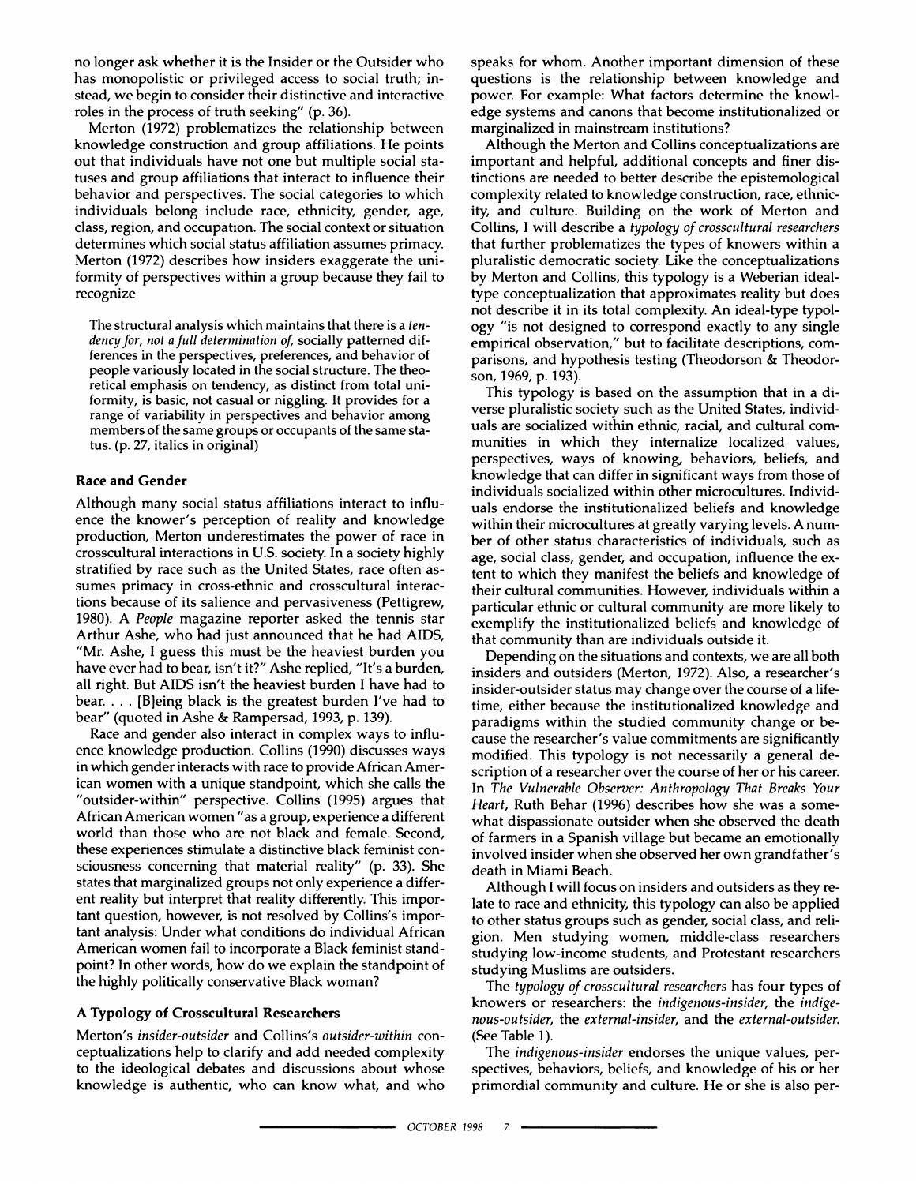no longer ask whether it is the Insider or the Outsider who has monopolistic or privileged access to social truth; instead, we begin to consider their distinctive and interactive roles in the process of truth seeking" (p. 36).

Merton (1972) problematizes the relationship between knowledge construction and group affiliations. He points out that individuals have not one but multiple social statuses and group affiliations that interact to influence their behavior and perspectives. The social categories to which individuals belong include race, ethnicity, gender, age, class, region, and occupation. The social context or situation determines which social status affiliation assumes primacy. Merton (1972) describes how insiders exaggerate the uniformity of perspectives within a group because they fail to recognize

> The structural analysis which maintains that there is a *tendency for, not a full determination of,* socially patterned differences in the perspectives, preferences, and behavior of people variously located in the social structure. The theoretical emphasis on tendency, as distinct from total uniformity, is basic, not casual or niggling. It provides for a range of variability in perspectives and behavior among members of the same groups or occupants of the same status. (p. 27, italics in original)

## Race and Gender

Although many social status affiliations interact to influence the knower's perception of reality and knowledge production, Merton underestimates the power of race in crosscultural interactions in U.S. society. In a society highly stratified by race such as the United States, race often assumes primacy in cross-ethnic and crosscultural interactions because of its salience and pervasiveness (Pettigrew, 1980). A *People* magazine reporter asked the tennis star Arthur Ashe, who had just announced that he had AIDS, "Mr. Ashe, I guess this must be the heaviest burden you have ever had to bear, isn't it?" Ashe replied, "It's a burden, all right. But AIDS isn't the heaviest burden I have had to bear. . . . [B]eing black is the greatest burden I've had to bear" (quoted in Ashe & Rampersad, 1993, p. 139).

Race and gender also interact in complex ways to influence knowledge production. Collins (1990) discusses ways in which gender interacts with race to provide African American women with a unique standpoint, which she calls the "outsider-within" perspective. Collins (1995) argues that African American women "as a group, experience a different world than those who are not black and female. Second, these experiences stimulate a distinctive black feminist consciousness concerning that material reality" (p. 33). She states that marginalized groups not only experience a different reality but interpret that reality differently. This important question, however, is not resolved by Collins's important analysis: Under what conditions do individual African American women fail to incorporate a Black feminist standpoint? In other words, how do we explain the standpoint of the highly politically conservative Black woman?

## A Typology of Crosscultural Researchers

Merton's *insider-outsider* and Collins's *outsider-within* conceptualizations help to clarify and add needed complexity to the ideological debates and discussions about whose knowledge is authentic, who can know what, and who speaks for whom. Another important dimension of these questions is the relationship between knowledge and power. For example: What factors determine the knowledge systems and canons that become institutionalized or marginalized in mainstream institutions?

Although the Merton and Collins conceptualizations are important and helpful, additional concepts and finer distinctions are needed to better describe the epistemological complexity related to knowledge construction, race, ethnicity, and culture. Building on the work of Merton and Collins, I will describe a *typology of crosscultural researchers* that further problematizes the types of knowers within a pluralistic democratic society. Like the conceptualizations by Merton and Collins, this typology is a Weberian ideal-type conceptualization that approximates reality but does not describe it in its total complexity. An ideal-type typology "is not designed to correspond exactly to any single empirical observation," but to facilitate descriptions, comparisons, and hypothesis testing (Theodorson & Theodorson, 1969, p. 193).

This typology is based on the assumption that in a diverse pluralistic society such as the United States, individuals are socialized within ethnic, racial, and cultural communities in which they internalize localized values, perspectives, ways of knowing, behaviors, beliefs, and knowledge that can differ in significant ways from those of individuals socialized within other microcultures. Individuals endorse the institutionalized beliefs and knowledge within their microcultures at greatly varying levels. A number of other status characteristics of individuals, such as age, social class, gender, and occupation, influence the extent to which they manifest the beliefs and knowledge of their cultural communities. However, individuals within a particular ethnic or cultural community are more likely to exemplify the institutionalized beliefs and knowledge of that community than are individuals outside it.

Depending on the situations and contexts, we are all both insiders and outsiders (Merton, 1972). Also, a researcher's insider-outsider status may change over the course of a lifetime, either because the institutionalized knowledge and paradigms within the studied community change or because the researcher's value commitments are significantly modified. This typology is not necessarily a general description of a researcher over the course of her or his career. In *The Vulnerable Observer: Anthropology That Breaks Your Heart*, Ruth Behar (1996) describes how she was a somewhat dispassionate outsider when she observed the death of farmers in a Spanish village but became an emotionally involved insider when she observed her own grandfather's death in Miami Beach.

Although I will focus on insiders and outsiders as they relate to race and ethnicity, this typology can also be applied to other status groups such as gender, social class, and religion. Men studying women, middle-class researchers studying low-income students, and Protestant researchers studying Muslims are outsiders.

The *typology of crosscultural researchers* has four types of knowers or researchers: the *indigenous-insider*, the *indigenous-outsider*, the *external-insider*, and the *external-outsider*. (See Table 1).

The *indigenous-insider* endorses the unique values, perspectives, behaviors, beliefs, and knowledge of his or her primordial community and culture. He or she is also per-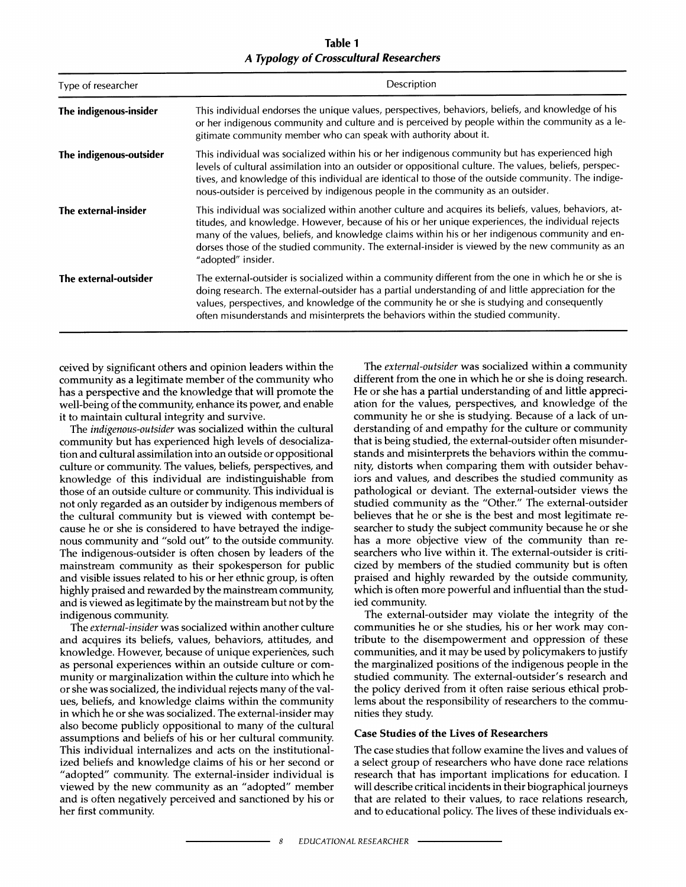**Table 1**
***A Typology of Crosscultural Researchers***

| Type of researcher | Description |
|---|---|
| **The indigenous-insider** | This individual endorses the unique values, perspectives, behaviors, beliefs, and knowledge of his or her indigenous community and culture and is perceived by people within the community as a legitimate community member who can speak with authority about it. |
| **The indigenous-outsider** | This individual was socialized within his or her indigenous community but has experienced high levels of cultural assimilation into an outsider or oppositional culture. The values, beliefs, perspectives, and knowledge of this individual are identical to those of the outside community. The indigenous-outsider is perceived by indigenous people in the community as an outsider. |
| **The external-insider** | This individual was socialized within another culture and acquires its beliefs, values, behaviors, attitudes, and knowledge. However, because of his or her unique experiences, the individual rejects many of the values, beliefs, and knowledge claims within his or her indigenous community and endorses those of the studied community. The external-insider is viewed by the new community as an "adopted" insider. |
| **The external-outsider** | The external-outsider is socialized within a community different from the one in which he or she is doing research. The external-outsider has a partial understanding of and little appreciation for the values, perspectives, and knowledge of the community he or she is studying and consequently often misunderstands and misinterprets the behaviors within the studied community. |

ceived by significant others and opinion leaders within the community as a legitimate member of the community who has a perspective and the knowledge that will promote the well-being of the community, enhance its power, and enable it to maintain cultural integrity and survive.

The *indigenous-outsider* was socialized within the cultural community but has experienced high levels of desocialization and cultural assimilation into an outside or oppositional culture or community. The values, beliefs, perspectives, and knowledge of this individual are indistinguishable from those of an outside culture or community. This individual is not only regarded as an outsider by indigenous members of the cultural community but is viewed with contempt because he or she is considered to have betrayed the indigenous community and "sold out" to the outside community. The indigenous-outsider is often chosen by leaders of the mainstream community as their spokesperson for public and visible issues related to his or her ethnic group, is often highly praised and rewarded by the mainstream community, and is viewed as legitimate by the mainstream but not by the indigenous community.

The *external-insider* was socialized within another culture and acquires its beliefs, values, behaviors, attitudes, and knowledge. However, because of unique experiences, such as personal experiences within an outside culture or community or marginalization within the culture into which he or she was socialized, the individual rejects many of the values, beliefs, and knowledge claims within the community in which he or she was socialized. The external-insider may also become publicly oppositional to many of the cultural assumptions and beliefs of his or her cultural community. This individual internalizes and acts on the institutionalized beliefs and knowledge claims of his or her second or "adopted" community. The external-insider individual is viewed by the new community as an "adopted" member and is often negatively perceived and sanctioned by his or her first community.

The *external-outsider* was socialized within a community different from the one in which he or she is doing research. He or she has a partial understanding of and little appreciation for the values, perspectives, and knowledge of the community he or she is studying. Because of a lack of understanding of and empathy for the culture or community that is being studied, the external-outsider often misunderstands and misinterprets the behaviors within the community, distorts when comparing them with outsider behaviors and values, and describes the studied community as pathological or deviant. The external-outsider views the studied community as the "Other." The external-outsider believes that he or she is the best and most legitimate researcher to study the subject community because he or she has a more objective view of the community than researchers who live within it. The external-outsider is criticized by members of the studied community but is often praised and highly rewarded by the outside community, which is often more powerful and influential than the studied community.

The external-outsider may violate the integrity of the communities he or she studies, his or her work may contribute to the disempowerment and oppression of these communities, and it may be used by policymakers to justify the marginalized positions of the indigenous people in the studied community. The external-outsider's research and the policy derived from it often raise serious ethical problems about the responsibility of researchers to the communities they study.

### Case Studies of the Lives of Researchers

The case studies that follow examine the lives and values of a select group of researchers who have done race relations research that has important implications for education. I will describe critical incidents in their biographical journeys that are related to their values, to race relations research, and to educational policy. The lives of these individuals ex-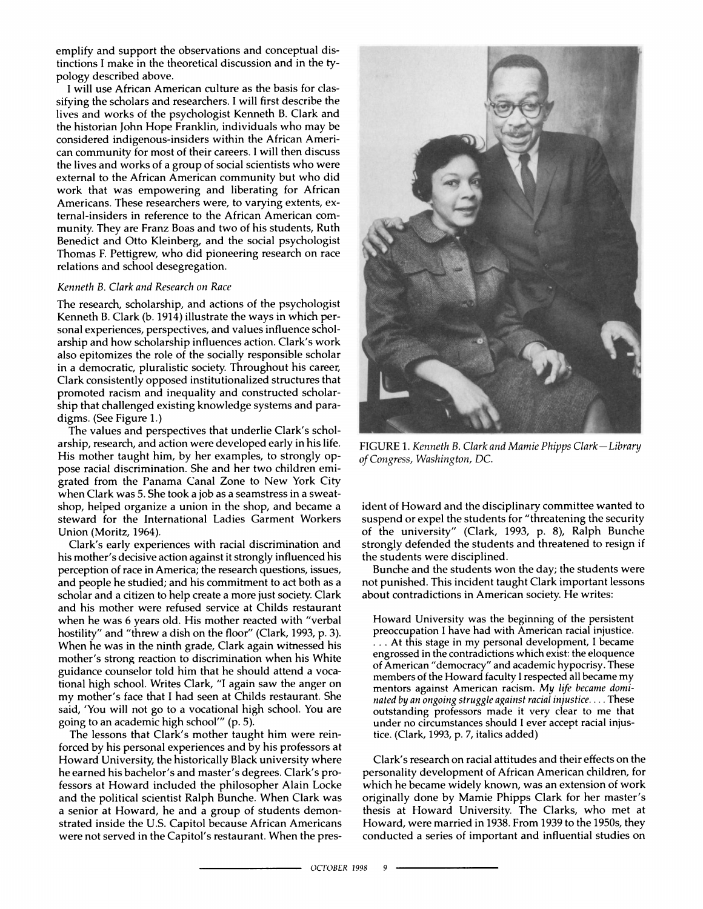emplify and support the observations and conceptual distinctions I make in the theoretical discussion and in the typology described above.

I will use African American culture as the basis for classifying the scholars and researchers. I will first describe the lives and works of the psychologist Kenneth B. Clark and the historian John Hope Franklin, individuals who may be considered indigenous-insiders within the African American community for most of their careers. I will then discuss the lives and works of a group of social scientists who were external to the African American community but who did work that was empowering and liberating for African Americans. These researchers were, to varying extents, external-insiders in reference to the African American community. They are Franz Boas and two of his students, Ruth Benedict and Otto Kleinberg, and the social psychologist Thomas F. Pettigrew, who did pioneering research on race relations and school desegregation.

### *Kenneth B. Clark and Research on Race*

The research, scholarship, and actions of the psychologist Kenneth B. Clark (b. 1914) illustrate the ways in which personal experiences, perspectives, and values influence scholarship and how scholarship influences action. Clark's work also epitomizes the role of the socially responsible scholar in a democratic, pluralistic society. Throughout his career, Clark consistently opposed institutionalized structures that promoted racism and inequality and constructed scholarship that challenged existing knowledge systems and paradigms. (See Figure 1.)

The values and perspectives that underlie Clark's scholarship, research, and action were developed early in his life. His mother taught him, by her examples, to strongly oppose racial discrimination. She and her two children emigrated from the Panama Canal Zone to New York City when Clark was 5. She took a job as a seamstress in a sweatshop, helped organize a union in the shop, and became a steward for the International Ladies Garment Workers Union (Moritz, 1964).

Clark's early experiences with racial discrimination and his mother's decisive action against it strongly influenced his perception of race in America; the research questions, issues, and people he studied; and his commitment to act both as a scholar and a citizen to help create a more just society. Clark and his mother were refused service at Childs restaurant when he was 6 years old. His mother reacted with "verbal hostility" and "threw a dish on the floor" (Clark, 1993, p. 3). When he was in the ninth grade, Clark again witnessed his mother's strong reaction to discrimination when his White guidance counselor told him that he should attend a vocational high school. Writes Clark, "I again saw the anger on my mother's face that I had seen at Childs restaurant. She said, 'You will not go to a vocational high school. You are going to an academic high school'" (p. 5).

The lessons that Clark's mother taught him were reinforced by his personal experiences and by his professors at Howard University, the historically Black university where he earned his bachelor's and master's degrees. Clark's professors at Howard included the philosopher Alain Locke and the political scientist Ralph Bunche. When Clark was a senior at Howard, he and a group of students demonstrated inside the U.S. Capitol because African Americans were not served in the Capitol's restaurant. When the president of Howard and the disciplinary committee wanted to suspend or expel the students for "threatening the security of the university" (Clark, 1993, p. 8), Ralph Bunche strongly defended the students and threatened to resign if the students were disciplined.

FIGURE 1. *Kenneth B. Clark and Mamie Phipps Clark—Library of Congress, Washington, DC.*

Bunche and the students won the day; the students were not punished. This incident taught Clark important lessons about contradictions in American society. He writes:

> Howard University was the beginning of the persistent preoccupation I have had with American racial injustice. . . . At this stage in my personal development, I became engrossed in the contradictions which exist: the eloquence of American "democracy" and academic hypocrisy. These members of the Howard faculty I respected all became my mentors against American racism. *My life became dominated by an ongoing struggle against racial injustice.* . . . These outstanding professors made it very clear to me that under no circumstances should I ever accept racial injustice. (Clark, 1993, p. 7, italics added)

Clark's research on racial attitudes and their effects on the personality development of African American children, for which he became widely known, was an extension of work originally done by Mamie Phipps Clark for her master's thesis at Howard University. The Clarks, who met at Howard, were married in 1938. From 1939 to the 1950s, they conducted a series of important and influential studies on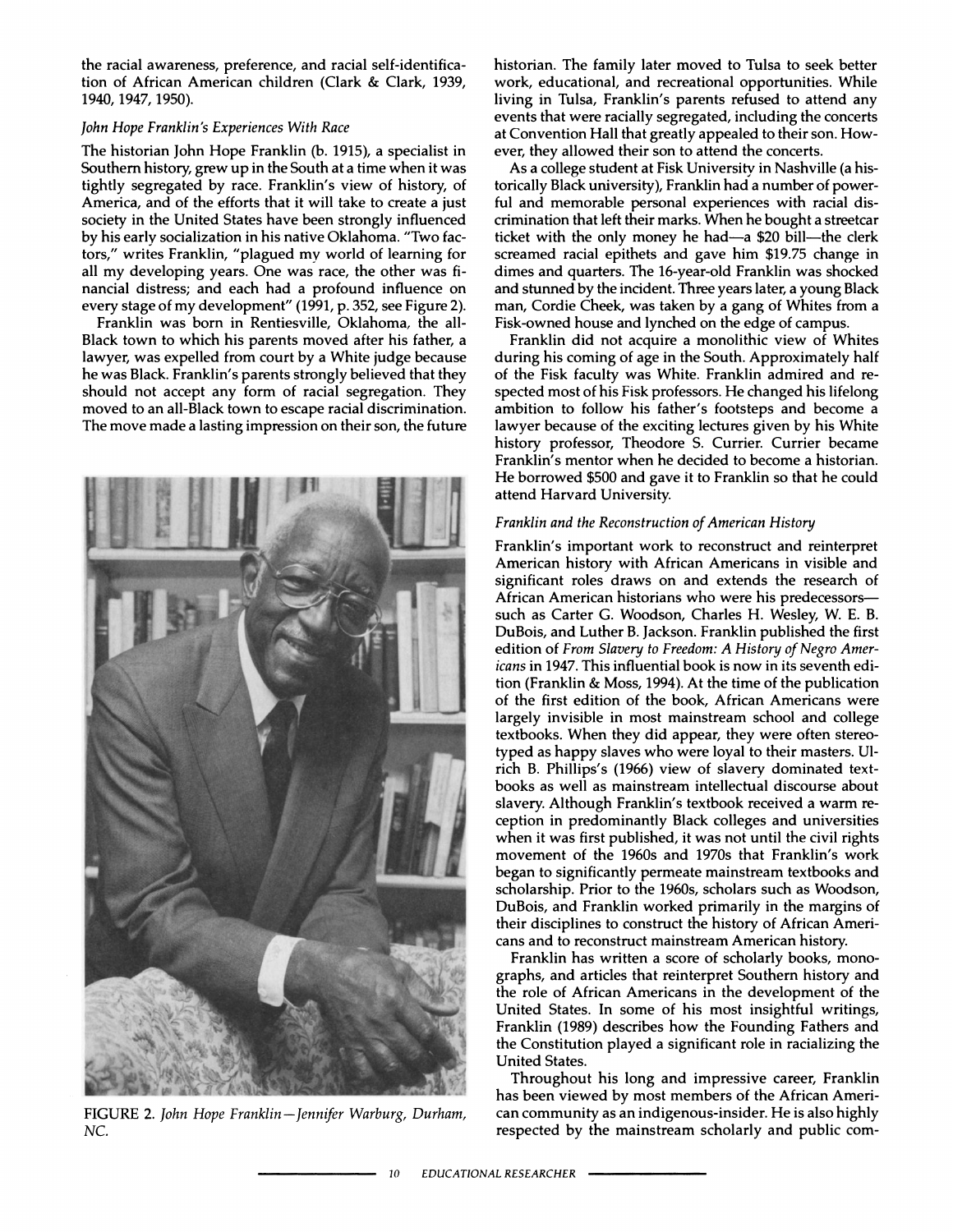the racial awareness, preference, and racial self-identification of African American children (Clark & Clark, 1939, 1940, 1947, 1950).

### *John Hope Franklin's Experiences With Race*

The historian John Hope Franklin (b. 1915), a specialist in Southern history, grew up in the South at a time when it was tightly segregated by race. Franklin's view of history, of America, and of the efforts that it will take to create a just society in the United States have been strongly influenced by his early socialization in his native Oklahoma. "Two factors," writes Franklin, "plagued my world of learning for all my developing years. One was race, the other was financial distress; and each had a profound influence on every stage of my development" (1991, p. 352, see Figure 2).

Franklin was born in Rentiesville, Oklahoma, the all-Black town to which his parents moved after his father, a lawyer, was expelled from court by a White judge because he was Black. Franklin's parents strongly believed that they should not accept any form of racial segregation. They moved to an all-Black town to escape racial discrimination. The move made a lasting impression on their son, the future historian. The family later moved to Tulsa to seek better work, educational, and recreational opportunities. While living in Tulsa, Franklin's parents refused to attend any events that were racially segregated, including the concerts at Convention Hall that greatly appealed to their son. However, they allowed their son to attend the concerts.

FIGURE 2. *John Hope Franklin—Jennifer Warburg, Durham, NC.*

As a college student at Fisk University in Nashville (a historically Black university), Franklin had a number of powerful and memorable personal experiences with racial discrimination that left their marks. When he bought a streetcar ticket with the only money he had—a $20 bill—the clerk screamed racial epithets and gave him $19.75 change in dimes and quarters. The 16-year-old Franklin was shocked and stunned by the incident. Three years later, a young Black man, Cordie Cheek, was taken by a gang of Whites from a Fisk-owned house and lynched on the edge of campus.

Franklin did not acquire a monolithic view of Whites during his coming of age in the South. Approximately half of the Fisk faculty was White. Franklin admired and respected most of his Fisk professors. He changed his lifelong ambition to follow his father's footsteps and become a lawyer because of the exciting lectures given by his White history professor, Theodore S. Currier. Currier became Franklin's mentor when he decided to become a historian. He borrowed $500 and gave it to Franklin so that he could attend Harvard University.

### *Franklin and the Reconstruction of American History*

Franklin's important work to reconstruct and reinterpret American history with African Americans in visible and significant roles draws on and extends the research of African American historians who were his predecessors—such as Carter G. Woodson, Charles H. Wesley, W. E. B. DuBois, and Luther B. Jackson. Franklin published the first edition of *From Slavery to Freedom: A History of Negro Americans* in 1947. This influential book is now in its seventh edition (Franklin & Moss, 1994). At the time of the publication of the first edition of the book, African Americans were largely invisible in most mainstream school and college textbooks. When they did appear, they were often stereotyped as happy slaves who were loyal to their masters. Ulrich B. Phillips's (1966) view of slavery dominated textbooks as well as mainstream intellectual discourse about slavery. Although Franklin's textbook received a warm reception in predominantly Black colleges and universities when it was first published, it was not until the civil rights movement of the 1960s and 1970s that Franklin's work began to significantly permeate mainstream textbooks and scholarship. Prior to the 1960s, scholars such as Woodson, DuBois, and Franklin worked primarily in the margins of their disciplines to construct the history of African Americans and to reconstruct mainstream American history.

Franklin has written a score of scholarly books, monographs, and articles that reinterpret Southern history and the role of African Americans in the development of the United States. In some of his most insightful writings, Franklin (1989) describes how the Founding Fathers and the Constitution played a significant role in racializing the United States.

Throughout his long and impressive career, Franklin has been viewed by most members of the African American community as an indigenous-insider. He is also highly respected by the mainstream scholarly and public com-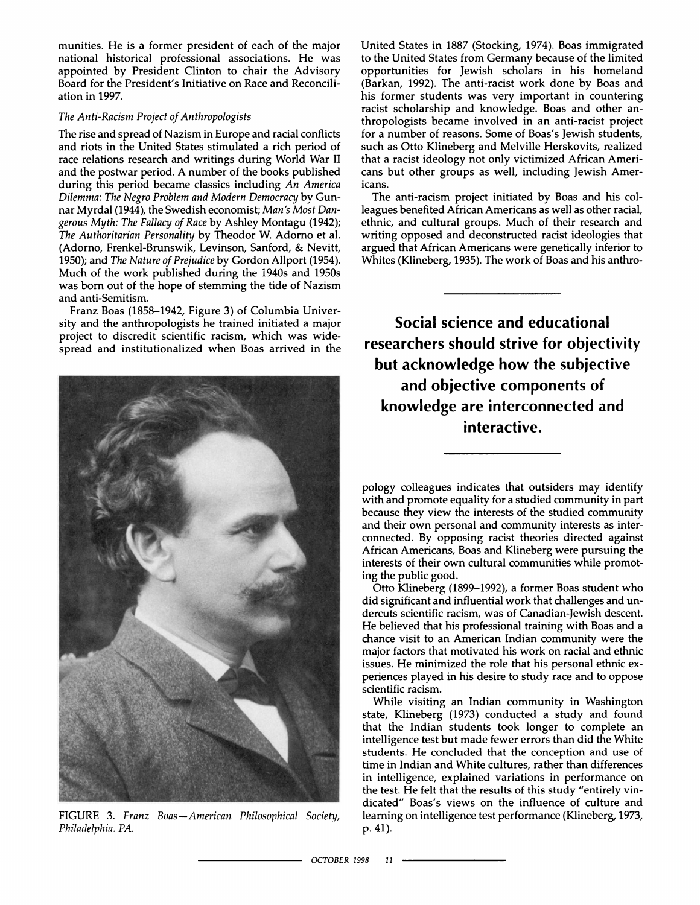munities. He is a former president of each of the major national historical professional associations. He was appointed by President Clinton to chair the Advisory Board for the President's Initiative on Race and Reconciliation in 1997.

### *The Anti-Racism Project of Anthropologists*

The rise and spread of Nazism in Europe and racial conflicts and riots in the United States stimulated a rich period of race relations research and writings during World War II and the postwar period. A number of the books published during this period became classics including *An America Dilemma: The Negro Problem and Modern Democracy* by Gunnar Myrdal (1944), the Swedish economist; *Man's Most Dangerous Myth: The Fallacy of Race* by Ashley Montagu (1942); *The Authoritarian Personality* by Theodor W. Adorno et al. (Adorno, Frenkel-Brunswik, Levinson, Sanford, & Nevitt, 1950); and *The Nature of Prejudice* by Gordon Allport (1954). Much of the work published during the 1940s and 1950s was born out of the hope of stemming the tide of Nazism and anti-Semitism.

Franz Boas (1858–1942, Figure 3) of Columbia University and the anthropologists he trained initiated a major project to discredit scientific racism, which was widespread and institutionalized when Boas arrived in the United States in 1887 (Stocking, 1974). Boas immigrated to the United States from Germany because of the limited opportunities for Jewish scholars in his homeland (Barkan, 1992). The anti-racist work done by Boas and his former students was very important in countering racist scholarship and knowledge. Boas and other anthropologists became involved in an anti-racist project for a number of reasons. Some of Boas's Jewish students, such as Otto Klineberg and Melville Herskovits, realized that a racist ideology not only victimized African Americans but other groups as well, including Jewish Americans.

FIGURE 3. *Franz Boas—American Philosophical Society, Philadelphia. PA.*

The anti-racism project initiated by Boas and his colleagues benefited African Americans as well as other racial, ethnic, and cultural groups. Much of their research and writing opposed and deconstructed racist ideologies that argued that African Americans were genetically inferior to Whites (Klineberg, 1935). The work of Boas and his anthropology colleagues indicates that outsiders may identify with and promote equality for a studied community in part because they view the interests of the studied community and their own personal and community interests as interconnected. By opposing racist theories directed against African Americans, Boas and Klineberg were pursuing the interests of their own cultural communities while promoting the public good.

**Social science and educational researchers should strive for objectivity but acknowledge how the subjective and objective components of knowledge are interconnected and interactive.**

Otto Klineberg (1899–1992), a former Boas student who did significant and influential work that challenges and undercuts scientific racism, was of Canadian-Jewish descent. He believed that his professional training with Boas and a chance visit to an American Indian community were the major factors that motivated his work on racial and ethnic issues. He minimized the role that his personal ethnic experiences played in his desire to study race and to oppose scientific racism.

While visiting an Indian community in Washington state, Klineberg (1973) conducted a study and found that the Indian students took longer to complete an intelligence test but made fewer errors than did the White students. He concluded that the conception and use of time in Indian and White cultures, rather than differences in intelligence, explained variations in performance on the test. He felt that the results of this study "entirely vindicated" Boas's views on the influence of culture and learning on intelligence test performance (Klineberg, 1973, p. 41).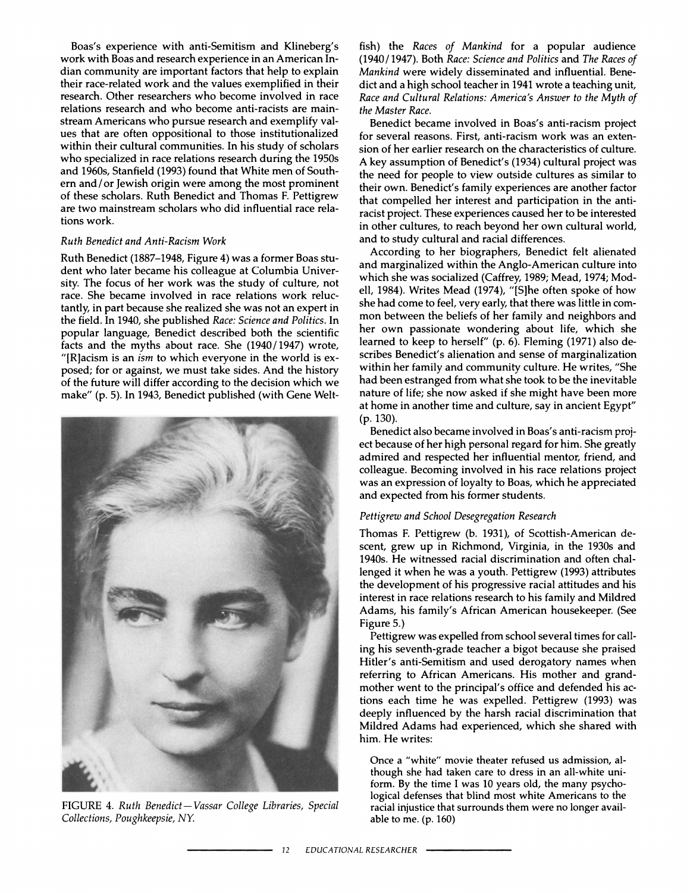Boas's experience with anti-Semitism and Klineberg's work with Boas and research experience in an American Indian community are important factors that help to explain their race-related work and the values exemplified in their research. Other researchers who become involved in race relations research and who become anti-racists are mainstream Americans who pursue research and exemplify values that are often oppositional to those institutionalized within their cultural communities. In his study of scholars who specialized in race relations research during the 1950s and 1960s, Stanfield (1993) found that White men of Southern and/or Jewish origin were among the most prominent of these scholars. Ruth Benedict and Thomas F. Pettigrew are two mainstream scholars who did influential race relations work.

### *Ruth Benedict and Anti-Racism Work*

Ruth Benedict (1887–1948, Figure 4) was a former Boas student who later became his colleague at Columbia University. The focus of her work was the study of culture, not race. She became involved in race relations work reluctantly, in part because she realized she was not an expert in the field. In 1940, she published *Race: Science and Politics*. In popular language, Benedict described both the scientific facts and the myths about race. She (1940/1947) wrote, "[R]acism is an *ism* to which everyone in the world is exposed; for or against, we must take sides. And the history of the future will differ according to the decision which we make" (p. 5). In 1943, Benedict published (with Gene Weltfish) the *Races of Mankind* for a popular audience (1940/1947). Both *Race: Science and Politics* and *The Races of Mankind* were widely disseminated and influential. Benedict and a high school teacher in 1941 wrote a teaching unit, *Race and Cultural Relations: America's Answer to the Myth of the Master Race.*

FIGURE 4. *Ruth Benedict—Vassar College Libraries, Special Collections, Poughkeepsie, NY.*

Benedict became involved in Boas's anti-racism project for several reasons. First, anti-racism work was an extension of her earlier research on the characteristics of culture. A key assumption of Benedict's (1934) cultural project was the need for people to view outside cultures as similar to their own. Benedict's family experiences are another factor that compelled her interest and participation in the anti-racist project. These experiences caused her to be interested in other cultures, to reach beyond her own cultural world, and to study cultural and racial differences.

According to her biographers, Benedict felt alienated and marginalized within the Anglo-American culture into which she was socialized (Caffrey, 1989; Mead, 1974; Modell, 1984). Writes Mead (1974), "[S]he often spoke of how she had come to feel, very early, that there was little in common between the beliefs of her family and neighbors and her own passionate wondering about life, which she learned to keep to herself" (p. 6). Fleming (1971) also describes Benedict's alienation and sense of marginalization within her family and community culture. He writes, "She had been estranged from what she took to be the inevitable nature of life; she now asked if she might have been more at home in another time and culture, say in ancient Egypt" (p. 130).

Benedict also became involved in Boas's anti-racism project because of her high personal regard for him. She greatly admired and respected her influential mentor, friend, and colleague. Becoming involved in his race relations project was an expression of loyalty to Boas, which he appreciated and expected from his former students.

### *Pettigrew and School Desegregation Research*

Thomas F. Pettigrew (b. 1931), of Scottish-American descent, grew up in Richmond, Virginia, in the 1930s and 1940s. He witnessed racial discrimination and often challenged it when he was a youth. Pettigrew (1993) attributes the development of his progressive racial attitudes and his interest in race relations research to his family and Mildred Adams, his family's African American housekeeper. (See Figure 5.)

Pettigrew was expelled from school several times for calling his seventh-grade teacher a bigot because she praised Hitler's anti-Semitism and used derogatory names when referring to African Americans. His mother and grandmother went to the principal's office and defended his actions each time he was expelled. Pettigrew (1993) was deeply influenced by the harsh racial discrimination that Mildred Adams had experienced, which she shared with him. He writes:

> Once a "white" movie theater refused us admission, although she had taken care to dress in an all-white uniform. By the time I was 10 years old, the many psychological defenses that blind most white Americans to the racial injustice that surrounds them were no longer available to me. (p. 160)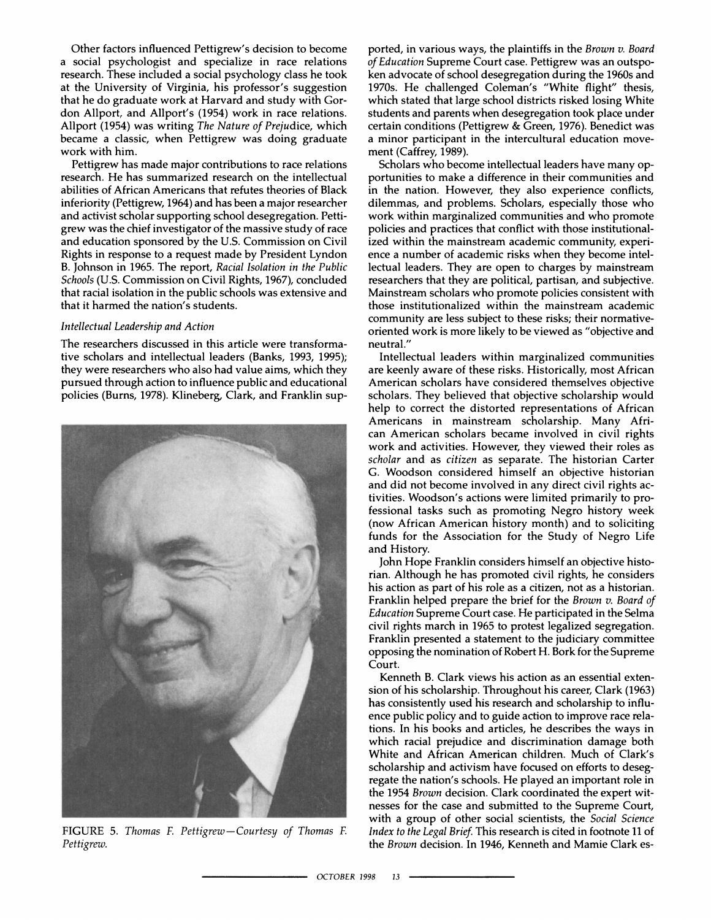Other factors influenced Pettigrew's decision to become a social psychologist and specialize in race relations research. These included a social psychology class he took at the University of Virginia, his professor's suggestion that he do graduate work at Harvard and study with Gordon Allport, and Allport's (1954) work in race relations. Allport (1954) was writing *The Nature of Prejudice*, which became a classic, when Pettigrew was doing graduate work with him.

Pettigrew has made major contributions to race relations research. He has summarized research on the intellectual abilities of African Americans that refutes theories of Black inferiority (Pettigrew, 1964) and has been a major researcher and activist scholar supporting school desegregation. Pettigrew was the chief investigator of the massive study of race and education sponsored by the U.S. Commission on Civil Rights in response to a request made by President Lyndon B. Johnson in 1965. The report, *Racial Isolation in the Public Schools* (U.S. Commission on Civil Rights, 1967), concluded that racial isolation in the public schools was extensive and that it harmed the nation's students.

### *Intellectual Leadership and Action*

The researchers discussed in this article were transformative scholars and intellectual leaders (Banks, 1993, 1995); they were researchers who also had value aims, which they pursued through action to influence public and educational policies (Burns, 1978). Klineberg, Clark, and Franklin supported, in various ways, the plaintiffs in the *Brown v. Board of Education* Supreme Court case. Pettigrew was an outspoken advocate of school desegregation during the 1960s and 1970s. He challenged Coleman's "White flight" thesis, which stated that large school districts risked losing White students and parents when desegregation took place under certain conditions (Pettigrew & Green, 1976). Benedict was a minor participant in the intercultural education movement (Caffrey, 1989).

FIGURE 5. *Thomas F. Pettigrew—Courtesy of Thomas F. Pettigrew.*

Scholars who become intellectual leaders have many opportunities to make a difference in their communities and in the nation. However, they also experience conflicts, dilemmas, and problems. Scholars, especially those who work within marginalized communities and who promote policies and practices that conflict with those institutionalized within the mainstream academic community, experience a number of academic risks when they become intellectual leaders. They are open to charges by mainstream researchers that they are political, partisan, and subjective. Mainstream scholars who promote policies consistent with those institutionalized within the mainstream academic community are less subject to these risks; their normative-oriented work is more likely to be viewed as "objective and neutral."

Intellectual leaders within marginalized communities are keenly aware of these risks. Historically, most African American scholars have considered themselves objective scholars. They believed that objective scholarship would help to correct the distorted representations of African Americans in mainstream scholarship. Many African American scholars became involved in civil rights work and activities. However, they viewed their roles as *scholar* and as *citizen* as separate. The historian Carter G. Woodson considered himself an objective historian and did not become involved in any direct civil rights activities. Woodson's actions were limited primarily to professional tasks such as promoting Negro history week (now African American history month) and to soliciting funds for the Association for the Study of Negro Life and History.

John Hope Franklin considers himself an objective historian. Although he has promoted civil rights, he considers his action as part of his role as a citizen, not as a historian. Franklin helped prepare the brief for the *Brown v. Board of Education* Supreme Court case. He participated in the Selma civil rights march in 1965 to protest legalized segregation. Franklin presented a statement to the judiciary committee opposing the nomination of Robert H. Bork for the Supreme Court.

Kenneth B. Clark views his action as an essential extension of his scholarship. Throughout his career, Clark (1963) has consistently used his research and scholarship to influence public policy and to guide action to improve race relations. In his books and articles, he describes the ways in which racial prejudice and discrimination damage both White and African American children. Much of Clark's scholarship and activism have focused on efforts to desegregate the nation's schools. He played an important role in the 1954 *Brown* decision. Clark coordinated the expert witnesses for the case and submitted to the Supreme Court, with a group of other social scientists, the *Social Science Index to the Legal Brief.* This research is cited in footnote 11 of the *Brown* decision. In 1946, Kenneth and Mamie Clark es-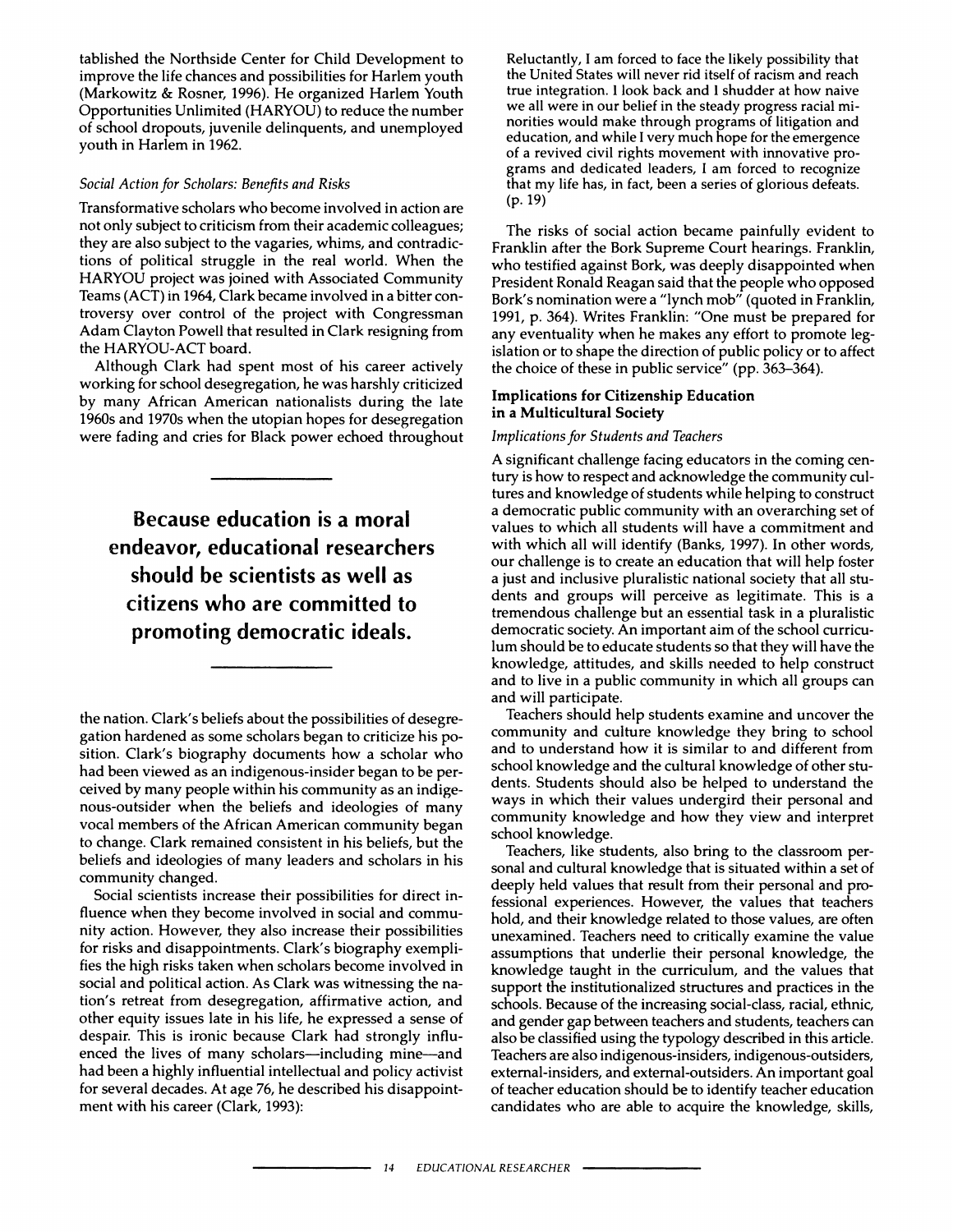tablished the Northside Center for Child Development to improve the life chances and possibilities for Harlem youth (Markowitz & Rosner, 1996). He organized Harlem Youth Opportunities Unlimited (HARYOU) to reduce the number of school dropouts, juvenile delinquents, and unemployed youth in Harlem in 1962.

### *Social Action for Scholars: Benefits and Risks*

Transformative scholars who become involved in action are not only subject to criticism from their academic colleagues; they are also subject to the vagaries, whims, and contradictions of political struggle in the real world. When the HARYOU project was joined with Associated Community Teams (ACT) in 1964, Clark became involved in a bitter controversy over control of the project with Congressman Adam Clayton Powell that resulted in Clark resigning from the HARYOU-ACT board.

Although Clark had spent most of his career actively working for school desegregation, he was harshly criticized by many African American nationalists during the late 1960s and 1970s when the utopian hopes for desegregation were fading and cries for Black power echoed throughout the nation. Clark's beliefs about the possibilities of desegregation hardened as some scholars began to criticize his position. Clark's biography documents how a scholar who had been viewed as an indigenous-insider began to be perceived by many people within his community as an indigenous-outsider when the beliefs and ideologies of many vocal members of the African American community began to change. Clark remained consistent in his beliefs, but the beliefs and ideologies of many leaders and scholars in his community changed.

**Because education is a moral endeavor, educational researchers should be scientists as well as citizens who are committed to promoting democratic ideals.**

Social scientists increase their possibilities for direct influence when they become involved in social and community action. However, they also increase their possibilities for risks and disappointments. Clark's biography exemplifies the high risks taken when scholars become involved in social and political action. As Clark was witnessing the nation's retreat from desegregation, affirmative action, and other equity issues late in his life, he expressed a sense of despair. This is ironic because Clark had strongly influenced the lives of many scholars—including mine—and had been a highly influential intellectual and policy activist for several decades. At age 76, he described his disappointment with his career (Clark, 1993):

> Reluctantly, I am forced to face the likely possibility that the United States will never rid itself of racism and reach true integration. I look back and I shudder at how naive we all were in our belief in the steady progress racial minorities would make through programs of litigation and education, and while I very much hope for the emergence of a revived civil rights movement with innovative programs and dedicated leaders, I am forced to recognize that my life has, in fact, been a series of glorious defeats. (p. 19)

The risks of social action became painfully evident to Franklin after the Bork Supreme Court hearings. Franklin, who testified against Bork, was deeply disappointed when President Ronald Reagan said that the people who opposed Bork's nomination were a "lynch mob" (quoted in Franklin, 1991, p. 364). Writes Franklin: "One must be prepared for any eventuality when he makes any effort to promote legislation or to shape the direction of public policy or to affect the choice of these in public service" (pp. 363–364).

## Implications for Citizenship Education in a Multicultural Society

### *Implications for Students and Teachers*

A significant challenge facing educators in the coming century is how to respect and acknowledge the community cultures and knowledge of students while helping to construct a democratic public community with an overarching set of values to which all students will have a commitment and with which all will identify (Banks, 1997). In other words, our challenge is to create an education that will help foster a just and inclusive pluralistic national society that all students and groups will perceive as legitimate. This is a tremendous challenge but an essential task in a pluralistic democratic society. An important aim of the school curriculum should be to educate students so that they will have the knowledge, attitudes, and skills needed to help construct and to live in a public community in which all groups can and will participate.

Teachers should help students examine and uncover the community and culture knowledge they bring to school and to understand how it is similar to and different from school knowledge and the cultural knowledge of other students. Students should also be helped to understand the ways in which their values undergird their personal and community knowledge and how they view and interpret school knowledge.

Teachers, like students, also bring to the classroom personal and cultural knowledge that is situated within a set of deeply held values that result from their personal and professional experiences. However, the values that teachers hold, and their knowledge related to those values, are often unexamined. Teachers need to critically examine the value assumptions that underlie their personal knowledge, the knowledge taught in the curriculum, and the values that support the institutionalized structures and practices in the schools. Because of the increasing social-class, racial, ethnic, and gender gap between teachers and students, teachers can also be classified using the typology described in this article. Teachers are also indigenous-insiders, indigenous-outsiders, external-insiders, and external-outsiders. An important goal of teacher education should be to identify teacher education candidates who are able to acquire the knowledge, skills,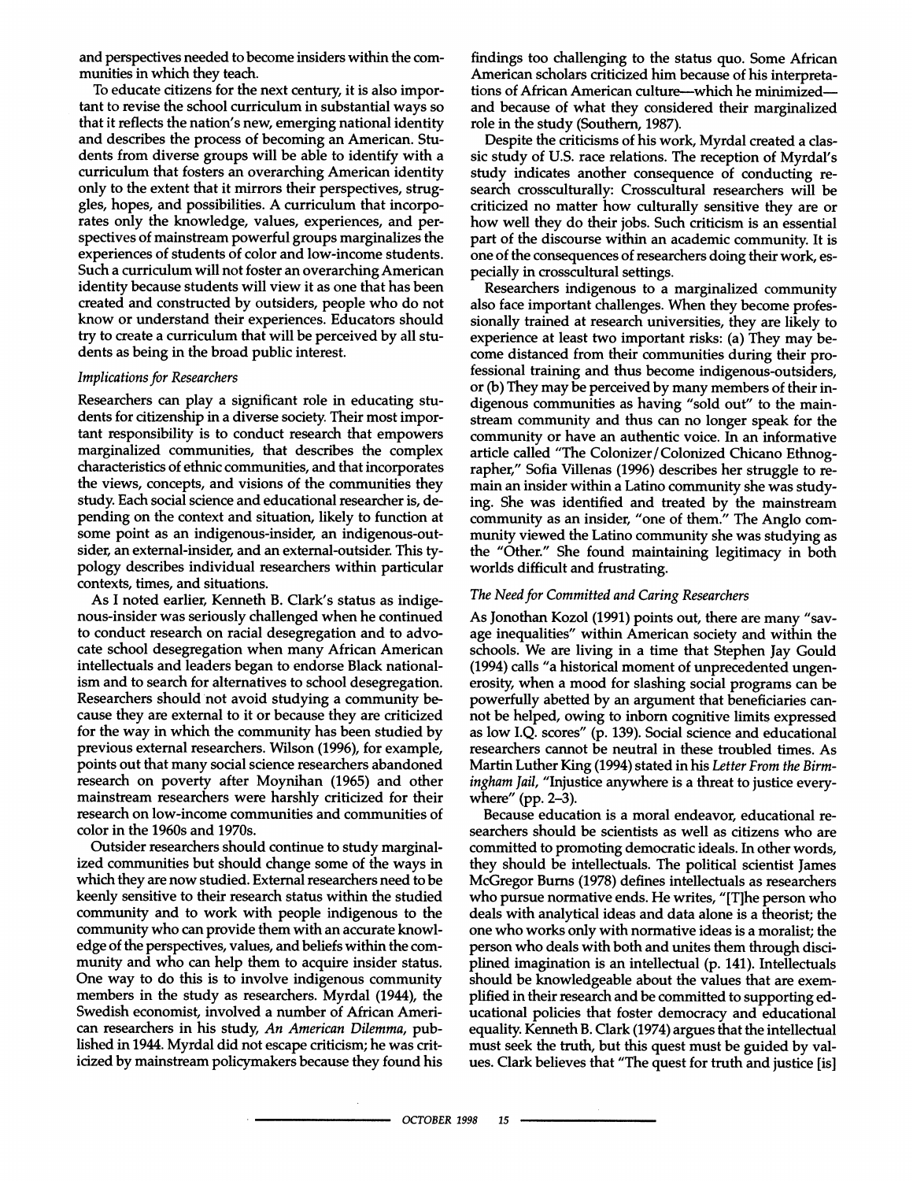and perspectives needed to become insiders within the communities in which they teach.

To educate citizens for the next century, it is also important to revise the school curriculum in substantial ways so that it reflects the nation's new, emerging national identity and describes the process of becoming an American. Students from diverse groups will be able to identify with a curriculum that fosters an overarching American identity only to the extent that it mirrors their perspectives, struggles, hopes, and possibilities. A curriculum that incorporates only the knowledge, values, experiences, and perspectives of mainstream powerful groups marginalizes the experiences of students of color and low-income students. Such a curriculum will not foster an overarching American identity because students will view it as one that has been created and constructed by outsiders, people who do not know or understand their experiences. Educators should try to create a curriculum that will be perceived by all students as being in the broad public interest.

### *Implications for Researchers*

Researchers can play a significant role in educating students for citizenship in a diverse society. Their most important responsibility is to conduct research that empowers marginalized communities, that describes the complex characteristics of ethnic communities, and that incorporates the views, concepts, and visions of the communities they study. Each social science and educational researcher is, depending on the context and situation, likely to function at some point as an indigenous-insider, an indigenous-outsider, an external-insider, and an external-outsider. This typology describes individual researchers within particular contexts, times, and situations.

As I noted earlier, Kenneth B. Clark's status as indigenous-insider was seriously challenged when he continued to conduct research on racial desegregation and to advocate school desegregation when many African American intellectuals and leaders began to endorse Black nationalism and to search for alternatives to school desegregation. Researchers should not avoid studying a community because they are external to it or because they are criticized for the way in which the community has been studied by previous external researchers. Wilson (1996), for example, points out that many social science researchers abandoned research on poverty after Moynihan (1965) and other mainstream researchers were harshly criticized for their research on low-income communities and communities of color in the 1960s and 1970s.

Outsider researchers should continue to study marginalized communities but should change some of the ways in which they are now studied. External researchers need to be keenly sensitive to their research status within the studied community and to work with people indigenous to the community who can provide them with an accurate knowledge of the perspectives, values, and beliefs within the community and who can help them to acquire insider status. One way to do this is to involve indigenous community members in the study as researchers. Myrdal (1944), the Swedish economist, involved a number of African American researchers in his study, *An American Dilemma*, published in 1944. Myrdal did not escape criticism; he was criticized by mainstream policymakers because they found his findings too challenging to the status quo. Some African American scholars criticized him because of his interpretations of African American culture—which he minimized—and because of what they considered their marginalized role in the study (Southern, 1987).

Despite the criticisms of his work, Myrdal created a classic study of U.S. race relations. The reception of Myrdal's study indicates another consequence of conducting research crossculturally: Crosscultural researchers will be criticized no matter how culturally sensitive they are or how well they do their jobs. Such criticism is an essential part of the discourse within an academic community. It is one of the consequences of researchers doing their work, especially in crosscultural settings.

Researchers indigenous to a marginalized community also face important challenges. When they become professionally trained at research universities, they are likely to experience at least two important risks: (a) They may become distanced from their communities during their professional training and thus become indigenous-outsiders, or (b) They may be perceived by many members of their indigenous communities as having "sold out" to the mainstream community and thus can no longer speak for the community or have an authentic voice. In an informative article called "The Colonizer/Colonized Chicano Ethnographer," Sofia Villenas (1996) describes her struggle to remain an insider within a Latino community she was studying. She was identified and treated by the mainstream community as an insider, "one of them." The Anglo community viewed the Latino community she was studying as the "Other." She found maintaining legitimacy in both worlds difficult and frustrating.

### *The Need for Committed and Caring Researchers*

As Jonothan Kozol (1991) points out, there are many "savage inequalities" within American society and within the schools. We are living in a time that Stephen Jay Gould (1994) calls "a historical moment of unprecedented ungenerosity, when a mood for slashing social programs can be powerfully abetted by an argument that beneficiaries cannot be helped, owing to inborn cognitive limits expressed as low I.Q. scores" (p. 139). Social science and educational researchers cannot be neutral in these troubled times. As Martin Luther King (1994) stated in his *Letter From the Birmingham Jail*, "Injustice anywhere is a threat to justice everywhere" (pp. 2–3).

Because education is a moral endeavor, educational researchers should be scientists as well as citizens who are committed to promoting democratic ideals. In other words, they should be intellectuals. The political scientist James McGregor Burns (1978) defines intellectuals as researchers who pursue normative ends. He writes, "[T]he person who deals with analytical ideas and data alone is a theorist; the one who works only with normative ideas is a moralist; the person who deals with both and unites them through disciplined imagination is an intellectual (p. 141). Intellectuals should be knowledgeable about the values that are exemplified in their research and be committed to supporting educational policies that foster democracy and educational equality. Kenneth B. Clark (1974) argues that the intellectual must seek the truth, but this quest must be guided by values. Clark believes that "The quest for truth and justice [is]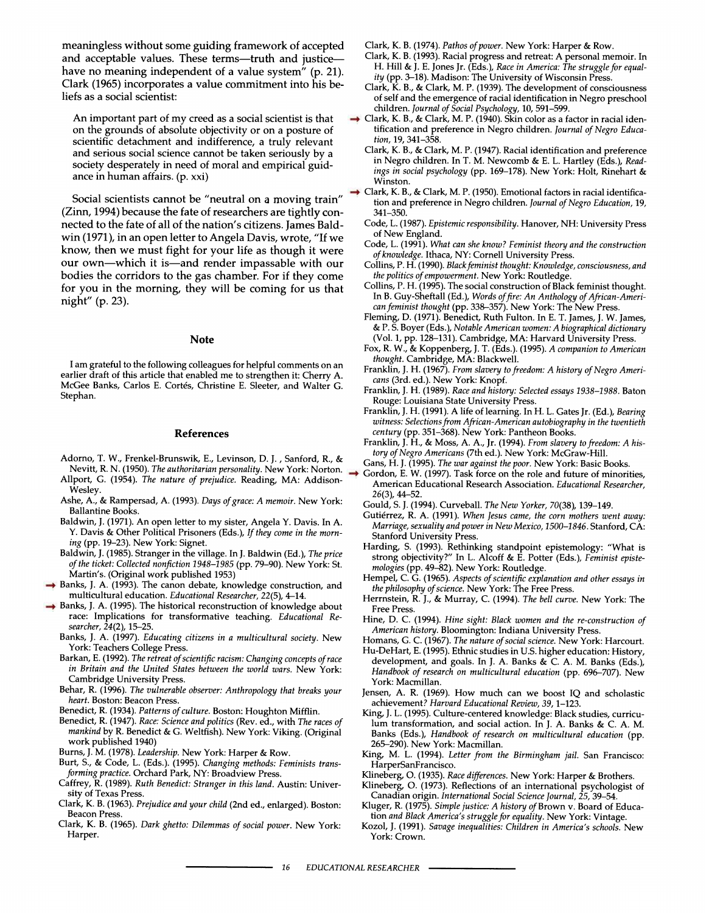meaningless without some guiding framework of accepted and acceptable values. These terms—truth and justice—have no meaning independent of a value system" (p. 21). Clark (1965) incorporates a value commitment into his beliefs as a social scientist:

> An important part of my creed as a social scientist is that on the grounds of absolute objectivity or on a posture of scientific detachment and indifference, a truly relevant and serious social science cannot be taken seriously by a society desperately in need of moral and empirical guidance in human affairs. (p. xxi)

Social scientists cannot be "neutral on a moving train" (Zinn, 1994) because the fate of researchers are tightly connected to the fate of all of the nation's citizens. James Baldwin (1971), in an open letter to Angela Davis, wrote, "If we know, then we must fight for your life as though it were our own—which it is—and render impassable with our bodies the corridors to the gas chamber. For if they come for you in the morning, they will be coming for us that night" (p. 23).

## Note

I am grateful to the following colleagues for helpful comments on an earlier draft of this article that enabled me to strengthen it: Cherry A. McGee Banks, Carlos E. Cortés, Christine E. Sleeter, and Walter G. Stephan.

## References

Adorno, T. W., Frenkel-Brunswik, E., Levinson, D. J. , Sanford, R., & Nevitt, R. N. (1950). *The authoritarian personality.* New York: Norton.

Allport, G. (1954). *The nature of prejudice.* Reading, MA: Addison-Wesley.

Ashe, A., & Rampersad, A. (1993). *Days of grace: A memoir.* New York: Ballantine Books.

Baldwin, J. (1971). An open letter to my sister, Angela Y. Davis. In A. Y. Davis & Other Political Prisoners (Eds.), *If they come in the morning* (pp. 19–23). New York: Signet.

Baldwin, J. (1985). Stranger in the village. In J. Baldwin (Ed.), *The price of the ticket: Collected nonfiction 1948–1985* (pp. 79–90). New York: St. Martin's. (Original work published 1953)

→ Banks, J. A. (1993). The canon debate, knowledge construction, and multicultural education. *Educational Researcher, 22*(5), 4–14.

→ Banks, J. A. (1995). The historical reconstruction of knowledge about race: Implications for transformative teaching. *Educational Researcher, 24*(2), 15–25.

Banks, J. A. (1997). *Educating citizens in a multicultural society.* New York: Teachers College Press.

Barkan, E. (1992). *The retreat of scientific racism: Changing concepts of race in Britain and the United States between the world wars.* New York: Cambridge University Press.

Behar, R. (1996). *The vulnerable observer: Anthropology that breaks your heart.* Boston: Beacon Press.

Benedict, R. (1934). *Patterns of culture.* Boston: Houghton Mifflin.

Benedict, R. (1947). *Race: Science and politics* (Rev. ed., with *The races of mankind* by R. Benedict & G. Weltfish). New York: Viking. (Original work published 1940)

Burns, J. M. (1978). *Leadership.* New York: Harper & Row.

Burt, S., & Code, L. (Eds.). (1995). *Changing methods: Feminists transforming practice.* Orchard Park, NY: Broadview Press.

Caffrey, R. (1989). *Ruth Benedict: Stranger in this land.* Austin: University of Texas Press.

Clark, K. B. (1963). *Prejudice and your child* (2nd ed., enlarged). Boston: Beacon Press.

Clark, K. B. (1965). *Dark ghetto: Dilemmas of social power.* New York: Harper.

Clark, K. B. (1974). *Pathos of power.* New York: Harper & Row.

Clark, K. B. (1993). Racial progress and retreat: A personal memoir. In H. Hill & J. E. Jones Jr. (Eds.), *Race in America: The struggle for equality* (pp. 3–18). Madison: The University of Wisconsin Press.

Clark, K. B., & Clark, M. P. (1939). The development of consciousness of self and the emergence of racial identification in Negro preschool children. *Journal of Social Psychology,* 10, 591–599.

→ Clark, K. B., & Clark, M. P. (1940). Skin color as a factor in racial identification and preference in Negro children. *Journal of Negro Education,* 19, 341–358.

Clark, K. B., & Clark, M. P. (1947). Racial identification and preference in Negro children. In T. M. Newcomb & E. L. Hartley (Eds.), *Readings in social psychology* (pp. 169–178). New York: Holt, Rinehart & Winston.

→ Clark, K. B., & Clark, M. P. (1950). Emotional factors in racial identification and preference in Negro children. *Journal of Negro Education,* 19, 341–350.

Code, L. (1987). *Epistemic responsibility.* Hanover, NH: University Press of New England.

Code, L. (1991). *What can she know? Feminist theory and the construction of knowledge.* Ithaca, NY: Cornell University Press.

Collins, P. H. (1990). *Black feminist thought: Knowledge, consciousness, and the politics of empowerment.* New York: Routledge.

Collins, P. H. (1995). The social construction of Black feminist thought. In B. Guy-Sheftall (Ed.), *Words of fire: An Anthology of African-American feminist thought* (pp. 338–357). New York: The New Press.

Fleming, D. (1971). Benedict, Ruth Fulton. In E. T. James, J. W. James, & P. S. Boyer (Eds.), *Notable American women: A biographical dictionary* (Vol. 1, pp. 128–131). Cambridge, MA: Harvard University Press.

Fox, R. W., & Koppenberg, J. T. (Eds.). (1995). *A companion to American thought.* Cambridge, MA: Blackwell.

Franklin, J. H. (1967). *From slavery to freedom: A history of Negro Americans* (3rd. ed.). New York: Knopf.

Franklin, J. H. (1989). *Race and history: Selected essays 1938–1988.* Baton Rouge: Louisiana State University Press.

Franklin, J. H. (1991). A life of learning. In H. L. Gates Jr. (Ed.), *Bearing witness: Selections from African-American autobiography in the twentieth century* (pp. 351–368). New York: Pantheon Books.

Franklin, J. H., & Moss, A. A., Jr. (1994). *From slavery to freedom: A history of Negro Americans* (7th ed.). New York: McGraw-Hill.

Gans, H. J. (1995). *The war against the poor.* New York: Basic Books.

→ Gordon, E. W. (1997). Task force on the role and future of minorities, American Educational Research Association. *Educational Researcher, 26*(3), 44–52.

Gould, S. J. (1994). Curveball. *The New Yorker, 70*(38), 139–149.

Gutiérrez, R. A. (1991). *When Jesus came, the corn mothers went away: Marriage, sexuality and power in New Mexico, 1500–1846.* Stanford, CA: Stanford University Press.

Harding, S. (1993). Rethinking standpoint epistemology: "What is strong objectivity?" In L. Alcoff & E. Potter (Eds.), *Feminist epistemologies* (pp. 49–82). New York: Routledge.

Hempel, C. G. (1965). *Aspects of scientific explanation and other essays in the philosophy of science.* New York: The Free Press.

Herrnstein, R. J., & Murray, C. (1994). *The bell curve.* New York: The Free Press.

Hine, D. C. (1994). *Hine sight: Black women and the re-construction of American history.* Bloomington: Indiana University Press.

Homans, G. C. (1967). *The nature of social science.* New York: Harcourt.

Hu-DeHart, E. (1995). Ethnic studies in U.S. higher education: History, development, and goals. In J. A. Banks & C. A. M. Banks (Eds.), *Handbook of research on multicultural education* (pp. 696–707). New York: Macmillan.

Jensen, A. R. (1969). How much can we boost IQ and scholastic achievement? *Harvard Educational Review, 39,* 1–123.

King, J. L. (1995). Culture-centered knowledge: Black studies, curriculum transformation, and social action. In J. A. Banks & C. A. M. Banks (Eds.), *Handbook of research on multicultural education* (pp. 265–290). New York: Macmillan.

King, M. L. (1994). *Letter from the Birmingham jail.* San Francisco: HarperSanFrancisco.

Klineberg, O. (1935). *Race differences.* New York: Harper & Brothers.

Klineberg, O. (1973). Reflections of an international psychologist of Canadian origin. *International Social Science Journal, 25,* 39–54.

Kluger, R. (1975). *Simple justice: A history of* Brown v. Board of Education *and Black America's struggle for equality.* New York: Vintage.

Kozol, J. (1991). *Savage inequalities: Children in America's schools.* New York: Crown.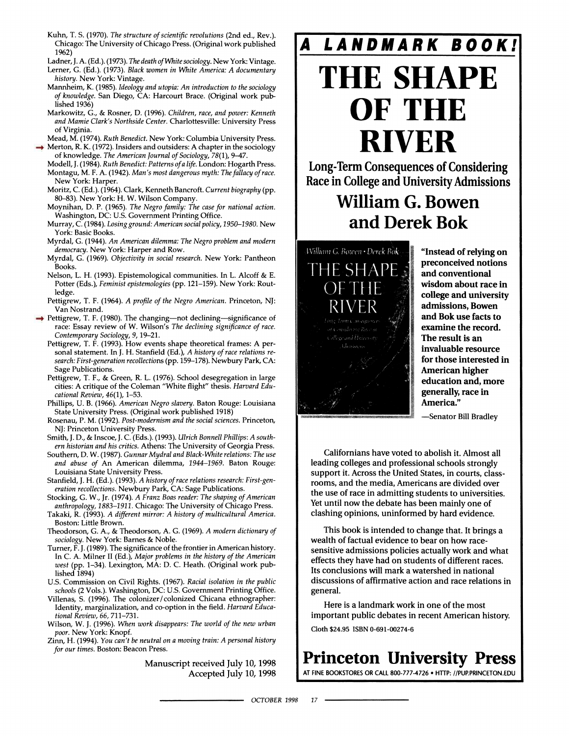Kuhn, T. S. (1970). *The structure of scientific revolutions* (2nd ed., Rev.). Chicago: The University of Chicago Press. (Original work published 1962)

Ladner, J. A. (Ed.). (1973). *The death of White sociology*. New York: Vintage.

Lerner, G. (Ed.). (1973). *Black women in White America: A documentary history*. New York: Vintage.

Mannheim, K. (1985). *Ideology and utopia: An introduction to the sociology of knowledge*. San Diego, CA: Harcourt Brace. (Original work published 1936)

Markowitz, G., & Rosner, D. (1996). *Children, race, and power: Kenneth and Mamie Clark's Northside Center*. Charlottesville: University Press of Virginia.

Mead, M. (1974). *Ruth Benedict*. New York: Columbia University Press.

→ Merton, R. K. (1972). Insiders and outsiders: A chapter in the sociology of knowledge. *The American Journal of Sociology, 78*(1), 9–47.

Modell, J. (1984). *Ruth Benedict: Patterns of a life*. London: Hogarth Press.

Montagu, M. F. A. (1942). *Man's most dangerous myth: The fallacy of race*. New York: Harper.

Moritz, C. (Ed.). (1964). Clark, Kenneth Bancroft. *Current biography* (pp. 80–83). New York: H. W. Wilson Company.

Moynihan, D. P. (1965). *The Negro family: The case for national action*. Washington, DC: U.S. Government Printing Office.

Murray, C. (1984). *Losing ground: American social policy, 1950–1980*. New York: Basic Books.

Myrdal, G. (1944). *An American dilemma: The Negro problem and modern democracy*. New York: Harper and Row.

Myrdal, G. (1969). *Objectivity in social research*. New York: Pantheon Books.

Nelson, L. H. (1993). Epistemological communities. In L. Alcoff & E. Potter (Eds.), *Feminist epistemologies* (pp. 121–159). New York: Routledge.

Pettigrew, T. F. (1964). *A profile of the Negro American*. Princeton, NJ: Van Nostrand.

→ Pettigrew, T. F. (1980). The changing—not declining—significance of race: Essay review of W. Wilson's *The declining significance of race*. *Contemporary Sociology, 9*, 19–21.

Pettigrew, T. F. (1993). How events shape theoretical frames: A personal statement. In J. H. Stanfield (Ed.), *A history of race relations research: First-generation recollections* (pp. 159–178). Newbury Park, CA: Sage Publications.

Pettigrew, T. F., & Green, R. L. (1976). School desegregation in large cities: A critique of the Coleman "White flight" thesis. *Harvard Educational Review, 46*(1), 1–53.

Phillips, U. B. (1966). *American Negro slavery*. Baton Rouge: Louisiana State University Press. (Original work published 1918)

Rosenau, P. M. (1992). *Post-modernism and the social sciences*. Princeton, NJ: Princeton University Press.

Smith, J. D., & Inscoe, J. C. (Eds.). (1993). *Ulrich Bonnell Phillips: A southern historian and his critics*. Athens: The University of Georgia Press.

Southern, D. W. (1987). *Gunnar Mydral and Black-White relations: The use and abuse of* An American dilemma, *1944–1969*. Baton Rouge: Louisiana State University Press.

Stanfield, J. H. (Ed.). (1993). *A history of race relations research: First-generation recollections*. Newbury Park, CA: Sage Publications.

Stocking, G. W., Jr. (1974). *A Franz Boas reader: The shaping of American anthropology, 1883–1911*. Chicago: The University of Chicago Press.

Takaki, R. (1993). *A different mirror: A history of multicultural America*. Boston: Little Brown.

Theodorson, G. A., & Theodorson, A. G. (1969). *A modern dictionary of sociology*. New York: Barnes & Noble.

Turner, F. J. (1989). The significance of the frontier in American history. In C. A. Milner II (Ed.), *Major problems in the history of the American west* (pp. 1–34). Lexington, MA: D. C. Heath. (Original work published 1894)

U.S. Commission on Civil Rights. (1967). *Racial isolation in the public schools* (2 Vols.). Washington, DC: U.S. Government Printing Office.

Villenas, S. (1996). The colonizer/colonized Chicana ethnographer: Identity, marginalization, and co-option in the field. *Harvard Educational Review, 66*, 711–731.

Wilson, W. J. (1996). *When work disappears: The world of the new urban poor*. New York: Knopf.

Zinn, H. (1994). *You can't be neutral on a moving train: A personal history for our times*. Boston: Beacon Press.

Manuscript received July 10, 1998
Accepted July 10, 1998

---

## A LANDMARK BOOK!

# THE SHAPE OF THE RIVER

### Long-Term Consequences of Considering Race in College and University Admissions

## William G. Bowen and Derek Bok

**"Instead of relying on preconceived notions and conventional wisdom about race in college and university admissions, Bowen and Bok use facts to examine the record. The result is an invaluable resource for those interested in American higher education and, more generally, race in America."**

—Senator Bill Bradley

Californians have voted to abolish it. Almost all leading colleges and professional schools strongly support it. Across the United States, in courts, classrooms, and the media, Americans are divided over the use of race in admitting students to universities. Yet until now the debate has been mainly one of clashing opinions, uninformed by hard evidence.

This book is intended to change that. It brings a wealth of factual evidence to bear on how race-sensitive admissions policies actually work and what effects they have had on students of different races. Its conclusions will mark a watershed in national discussions of affirmative action and race relations in general.

Here is a landmark work in one of the most important public debates in recent American history.

Cloth $24.95 ISBN 0-691-00274-6

## Princeton University Press

AT FINE BOOKSTORES OR CALL 800-777-4726 • HTTP: //PUP.PRINCETON.EDU